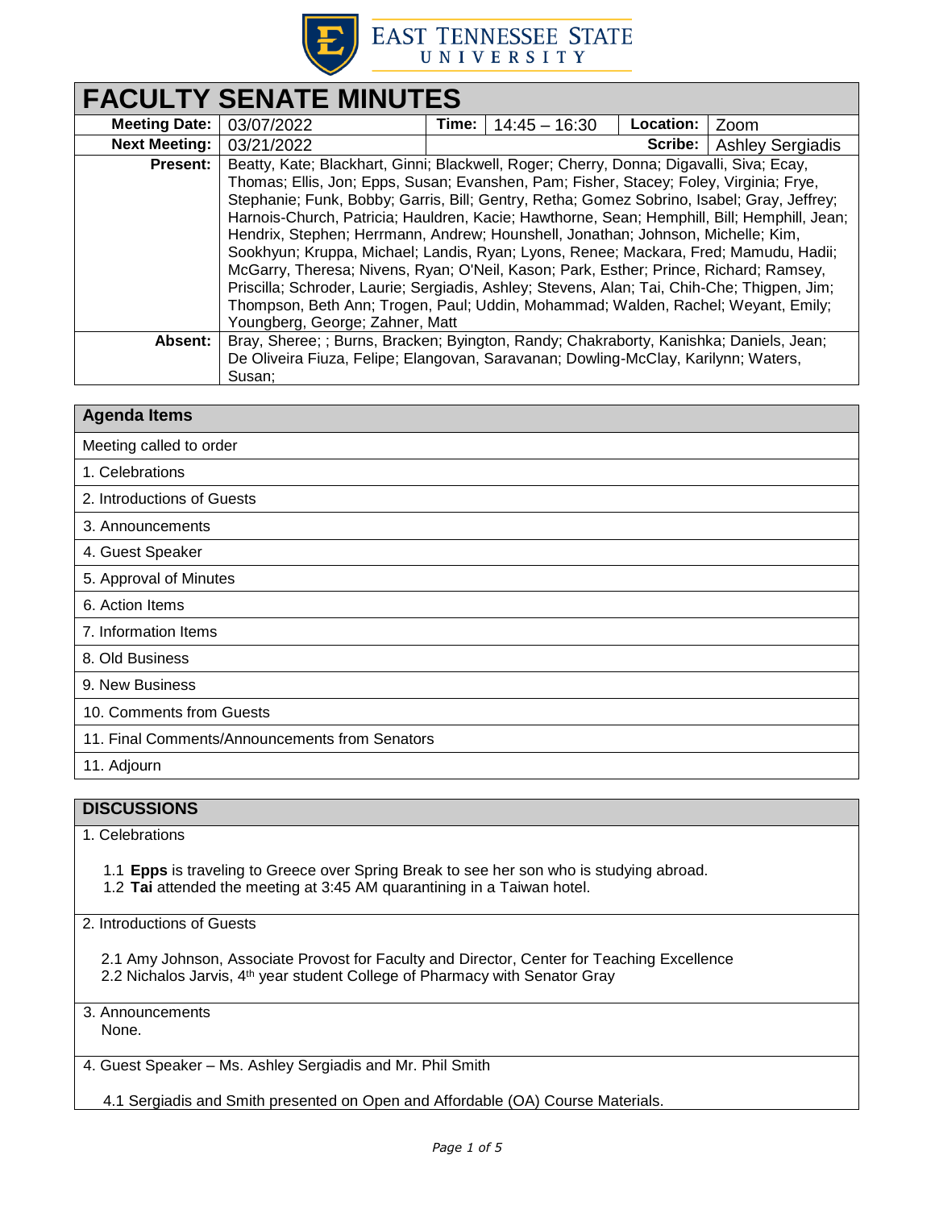# FACULTY SENATE MINUTES

| | | | | | |
|---|---|---|---|---|---|
| **Meeting Date:** | 03/07/2022 | **Time:** | 14:45 – 16:30 | **Location:** | Zoom |
| **Next Meeting:** | 03/21/2022 | | | **Scribe:** | Ashley Sergiadis |
| **Present:** | Beatty, Kate; Blackhart, Ginni; Blackwell, Roger; Cherry, Donna; Digavalli, Siva; Ecay, Thomas; Ellis, Jon; Epps, Susan; Evanshen, Pam; Fisher, Stacey; Foley, Virginia; Frye, Stephanie; Funk, Bobby; Garris, Bill; Gentry, Retha; Gomez Sobrino, Isabel; Gray, Jeffrey; Harnois-Church, Patricia; Hauldren, Kacie; Hawthorne, Sean; Hemphill, Bill; Hemphill, Jean; Hendrix, Stephen; Herrmann, Andrew; Hounshell, Jonathan; Johnson, Michelle; Kim, Sookhyun; Kruppa, Michael; Landis, Ryan; Lyons, Renee; Mackara, Fred; Mamudu, Hadii; McGarry, Theresa; Nivens, Ryan; O'Neil, Kason; Park, Esther; Prince, Richard; Ramsey, Priscilla; Schroder, Laurie; Sergiadis, Ashley; Stevens, Alan; Tai, Chih-Che; Thigpen, Jim; Thompson, Beth Ann; Trogen, Paul; Uddin, Mohammad; Walden, Rachel; Weyant, Emily; Youngberg, George; Zahner, Matt | | | | |
| **Absent:** | Bray, Sheree; ; Burns, Bracken; Byington, Randy; Chakraborty, Kanishka; Daniels, Jean; De Oliveira Fiuza, Felipe; Elangovan, Saravanan; Dowling-McClay, Karilynn; Waters, Susan; | | | | |

## Agenda Items

- Meeting called to order
- 1. Celebrations
- 2. Introductions of Guests
- 3. Announcements
- 4. Guest Speaker
- 5. Approval of Minutes
- 6. Action Items
- 7. Information Items
- 8. Old Business
- 9. New Business
- 10. Comments from Guests
- 11. Final Comments/Announcements from Senators
- 11. Adjourn

## DISCUSSIONS

1. Celebrations

   1.1 **Epps** is traveling to Greece over Spring Break to see her son who is studying abroad.
   1.2 **Tai** attended the meeting at 3:45 AM quarantining in a Taiwan hotel.

2. Introductions of Guests

   2.1 Amy Johnson, Associate Provost for Faculty and Director, Center for Teaching Excellence
   2.2 Nichalos Jarvis, 4th year student College of Pharmacy with Senator Gray

3. Announcements
   None.

4. Guest Speaker – Ms. Ashley Sergiadis and Mr. Phil Smith

   4.1 Sergiadis and Smith presented on Open and Affordable (OA) Course Materials.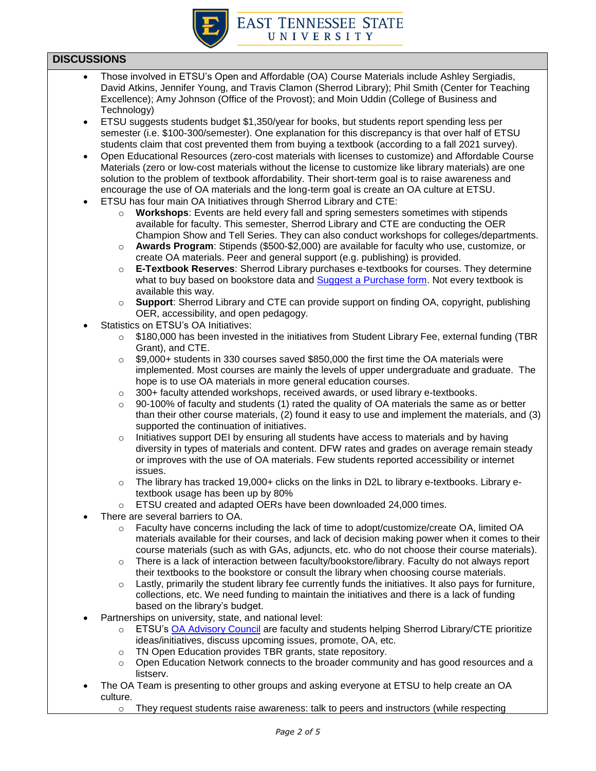## DISCUSSIONS

- Those involved in ETSU's Open and Affordable (OA) Course Materials include Ashley Sergiadis, David Atkins, Jennifer Young, and Travis Clamon (Sherrod Library); Phil Smith (Center for Teaching Excellence); Amy Johnson (Office of the Provost); and Moin Uddin (College of Business and Technology)
- ETSU suggests students budget $1,350/year for books, but students report spending less per semester (i.e. $100-300/semester). One explanation for this discrepancy is that over half of ETSU students claim that cost prevented them from buying a textbook (according to a fall 2021 survey).
- Open Educational Resources (zero-cost materials with licenses to customize) and Affordable Course Materials (zero or low-cost materials without the license to customize like library materials) are one solution to the problem of textbook affordability. Their short-term goal is to raise awareness and encourage the use of OA materials and the long-term goal is create an OA culture at ETSU.
- ETSU has four main OA Initiatives through Sherrod Library and CTE:
  - **Workshops**: Events are held every fall and spring semesters sometimes with stipends available for faculty. This semester, Sherrod Library and CTE are conducting the OER Champion Show and Tell Series. They can also conduct workshops for colleges/departments.
  - **Awards Program**: Stipends ($500-$2,000) are available for faculty who use, customize, or create OA materials. Peer and general support (e.g. publishing) is provided.
  - **E-Textbook Reserves**: Sherrod Library purchases e-textbooks for courses. They determine what to buy based on bookstore data and Suggest a Purchase form. Not every textbook is available this way.
  - **Support**: Sherrod Library and CTE can provide support on finding OA, copyright, publishing OER, accessibility, and open pedagogy.
- Statistics on ETSU's OA Initiatives:
  - $180,000 has been invested in the initiatives from Student Library Fee, external funding (TBR Grant), and CTE.
  - $9,000+ students in 330 courses saved $850,000 the first time the OA materials were implemented. Most courses are mainly the levels of upper undergraduate and graduate. The hope is to use OA materials in more general education courses.
  - 300+ faculty attended workshops, received awards, or used library e-textbooks.
  - 90-100% of faculty and students (1) rated the quality of OA materials the same as or better than their other course materials, (2) found it easy to use and implement the materials, and (3) supported the continuation of initiatives.
  - Initiatives support DEI by ensuring all students have access to materials and by having diversity in types of materials and content. DFW rates and grades on average remain steady or improves with the use of OA materials. Few students reported accessibility or internet issues.
  - The library has tracked 19,000+ clicks on the links in D2L to library e-textbooks. Library e-textbook usage has been up by 80%
  - ETSU created and adapted OERs have been downloaded 24,000 times.
- There are several barriers to OA.
  - Faculty have concerns including the lack of time to adopt/customize/create OA, limited OA materials available for their courses, and lack of decision making power when it comes to their course materials (such as with GAs, adjuncts, etc. who do not choose their course materials).
  - There is a lack of interaction between faculty/bookstore/library. Faculty do not always report their textbooks to the bookstore or consult the library when choosing course materials.
  - Lastly, primarily the student library fee currently funds the initiatives. It also pays for furniture, collections, etc. We need funding to maintain the initiatives and there is a lack of funding based on the library's budget.
- Partnerships on university, state, and national level:
  - ETSU's OA Advisory Council are faculty and students helping Sherrod Library/CTE prioritize ideas/initiatives, discuss upcoming issues, promote, OA, etc.
  - TN Open Education provides TBR grants, state repository.
  - Open Education Network connects to the broader community and has good resources and a listserv.
- The OA Team is presenting to other groups and asking everyone at ETSU to help create an OA culture.
  - They request students raise awareness: talk to peers and instructors (while respecting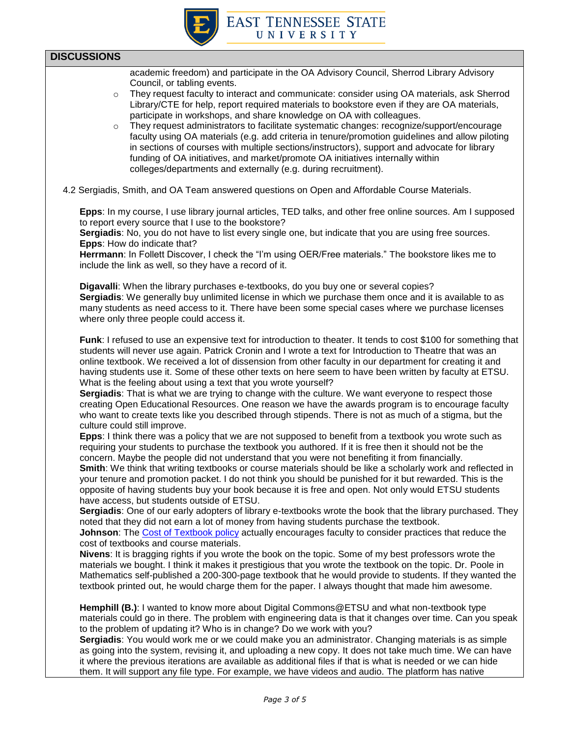## DISCUSSIONS

academic freedom) and participate in the OA Advisory Council, Sherrod Library Advisory Council, or tabling events.

- They request faculty to interact and communicate: consider using OA materials, ask Sherrod Library/CTE for help, report required materials to bookstore even if they are OA materials, participate in workshops, and share knowledge on OA with colleagues.
- They request administrators to facilitate systematic changes: recognize/support/encourage faculty using OA materials (e.g. add criteria in tenure/promotion guidelines and allow piloting in sections of courses with multiple sections/instructors), support and advocate for library funding of OA initiatives, and market/promote OA initiatives internally within colleges/departments and externally (e.g. during recruitment).

4.2 Sergiadis, Smith, and OA Team answered questions on Open and Affordable Course Materials.

**Epps**: In my course, I use library journal articles, TED talks, and other free online sources. Am I supposed to report every source that I use to the bookstore?
**Sergiadis**: No, you do not have to list every single one, but indicate that you are using free sources.
**Epps**: How do indicate that?
**Herrmann**: In Follett Discover, I check the "I'm using OER/Free materials." The bookstore likes me to include the link as well, so they have a record of it.

**Digavalli**: When the library purchases e-textbooks, do you buy one or several copies?
**Sergiadis**: We generally buy unlimited license in which we purchase them once and it is available to as many students as need access to it. There have been some special cases where we purchase licenses where only three people could access it.

**Funk**: I refused to use an expensive text for introduction to theater. It tends to cost $100 for something that students will never use again. Patrick Cronin and I wrote a text for Introduction to Theatre that was an online textbook. We received a lot of dissension from other faculty in our department for creating it and having students use it. Some of these other texts on here seem to have been written by faculty at ETSU. What is the feeling about using a text that you wrote yourself?
**Sergiadis**: That is what we are trying to change with the culture. We want everyone to respect those creating Open Educational Resources. One reason we have the awards program is to encourage faculty who want to create texts like you described through stipends. There is not as much of a stigma, but the culture could still improve.
**Epps**: I think there was a policy that we are not supposed to benefit from a textbook you wrote such as requiring your students to purchase the textbook you authored. If it is free then it should not be the concern. Maybe the people did not understand that you were not benefiting it from financially.
**Smith**: We think that writing textbooks or course materials should be like a scholarly work and reflected in your tenure and promotion packet. I do not think you should be punished for it but rewarded. This is the opposite of having students buy your book because it is free and open. Not only would ETSU students have access, but students outside of ETSU.
**Sergiadis**: One of our early adopters of library e-textbooks wrote the book that the library purchased. They noted that they did not earn a lot of money from having students purchase the textbook.
**Johnson**: The Cost of Textbook policy actually encourages faculty to consider practices that reduce the cost of textbooks and course materials.
**Nivens**: It is bragging rights if you wrote the book on the topic. Some of my best professors wrote the materials we bought. I think it makes it prestigious that you wrote the textbook on the topic. Dr. Poole in Mathematics self-published a 200-300-page textbook that he would provide to students. If they wanted the textbook printed out, he would charge them for the paper. I always thought that made him awesome.

**Hemphill (B.)**: I wanted to know more about Digital Commons@ETSU and what non-textbook type materials could go in there. The problem with engineering data is that it changes over time. Can you speak to the problem of updating it? Who is in change? Do we work with you?
**Sergiadis**: You would work me or we could make you an administrator. Changing materials is as simple as going into the system, revising it, and uploading a new copy. It does not take much time. We can have it where the previous iterations are available as additional files if that is what is needed or we can hide them. It will support any file type. For example, we have videos and audio. The platform has native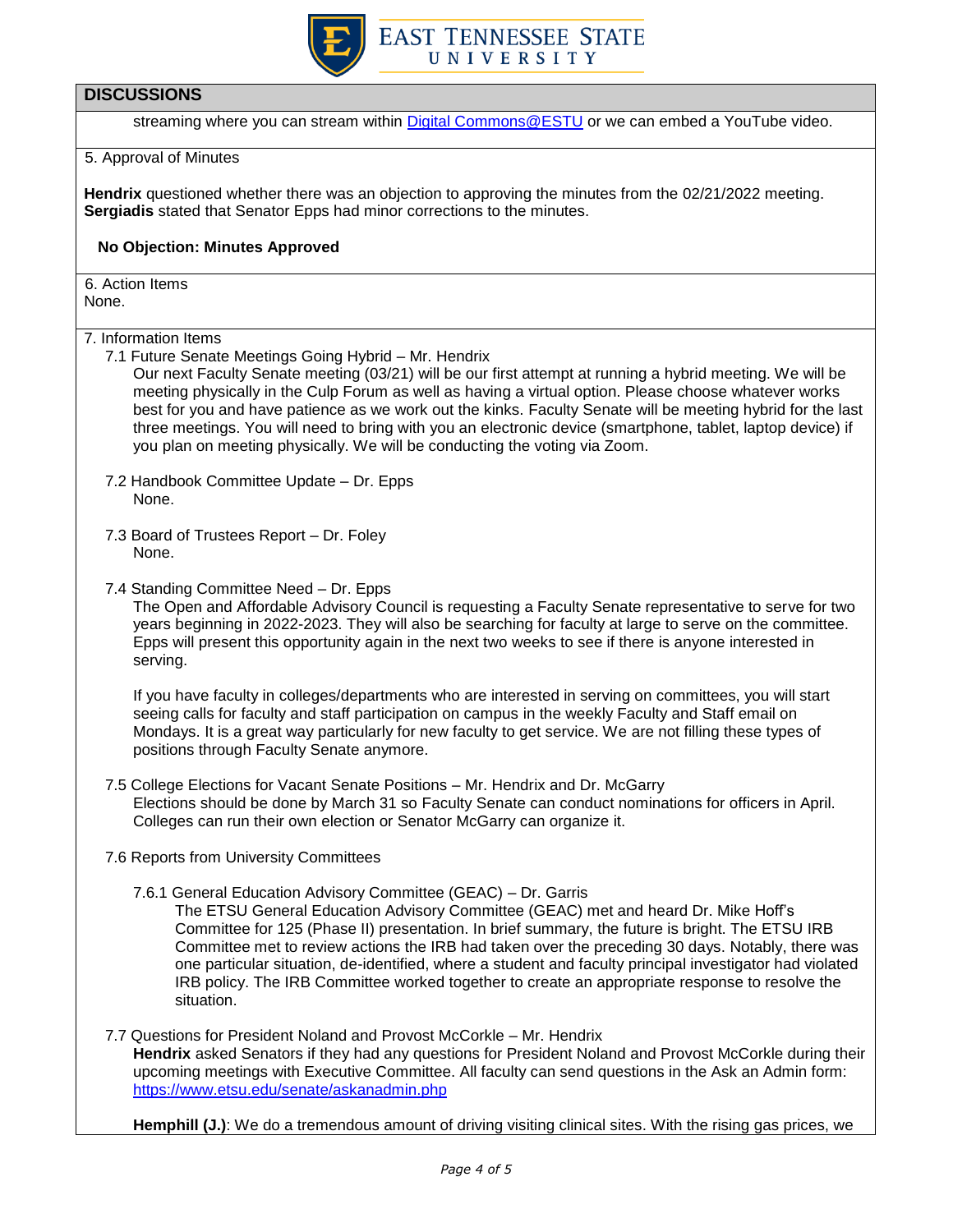## DISCUSSIONS

streaming where you can stream within [Digital Commons@ESTU](Digital Commons@ESTU) or we can embed a YouTube video.

5. Approval of Minutes

**Hendrix** questioned whether there was an objection to approving the minutes from the 02/21/2022 meeting. **Sergiadis** stated that Senator Epps had minor corrections to the minutes.

**No Objection: Minutes Approved**

6. Action Items
None.

7. Information Items

7.1 Future Senate Meetings Going Hybrid – Mr. Hendrix
Our next Faculty Senate meeting (03/21) will be our first attempt at running a hybrid meeting. We will be meeting physically in the Culp Forum as well as having a virtual option. Please choose whatever works best for you and have patience as we work out the kinks. Faculty Senate will be meeting hybrid for the last three meetings. You will need to bring with you an electronic device (smartphone, tablet, laptop device) if you plan on meeting physically. We will be conducting the voting via Zoom.

7.2 Handbook Committee Update – Dr. Epps
None.

7.3 Board of Trustees Report – Dr. Foley
None.

7.4 Standing Committee Need – Dr. Epps
The Open and Affordable Advisory Council is requesting a Faculty Senate representative to serve for two years beginning in 2022-2023. They will also be searching for faculty at large to serve on the committee. Epps will present this opportunity again in the next two weeks to see if there is anyone interested in serving.

If you have faculty in colleges/departments who are interested in serving on committees, you will start seeing calls for faculty and staff participation on campus in the weekly Faculty and Staff email on Mondays. It is a great way particularly for new faculty to get service. We are not filling these types of positions through Faculty Senate anymore.

7.5 College Elections for Vacant Senate Positions – Mr. Hendrix and Dr. McGarry
Elections should be done by March 31 so Faculty Senate can conduct nominations for officers in April. Colleges can run their own election or Senator McGarry can organize it.

7.6 Reports from University Committees

7.6.1 General Education Advisory Committee (GEAC) – Dr. Garris
The ETSU General Education Advisory Committee (GEAC) met and heard Dr. Mike Hoff's Committee for 125 (Phase II) presentation. In brief summary, the future is bright. The ETSU IRB Committee met to review actions the IRB had taken over the preceding 30 days. Notably, there was one particular situation, de-identified, where a student and faculty principal investigator had violated IRB policy. The IRB Committee worked together to create an appropriate response to resolve the situation.

7.7 Questions for President Noland and Provost McCorkle – Mr. Hendrix
**Hendrix** asked Senators if they had any questions for President Noland and Provost McCorkle during their upcoming meetings with Executive Committee. All faculty can send questions in the Ask an Admin form: [https://www.etsu.edu/senate/askanadmin.php](https://www.etsu.edu/senate/askanadmin.php)

**Hemphill (J.)**: We do a tremendous amount of driving visiting clinical sites. With the rising gas prices, we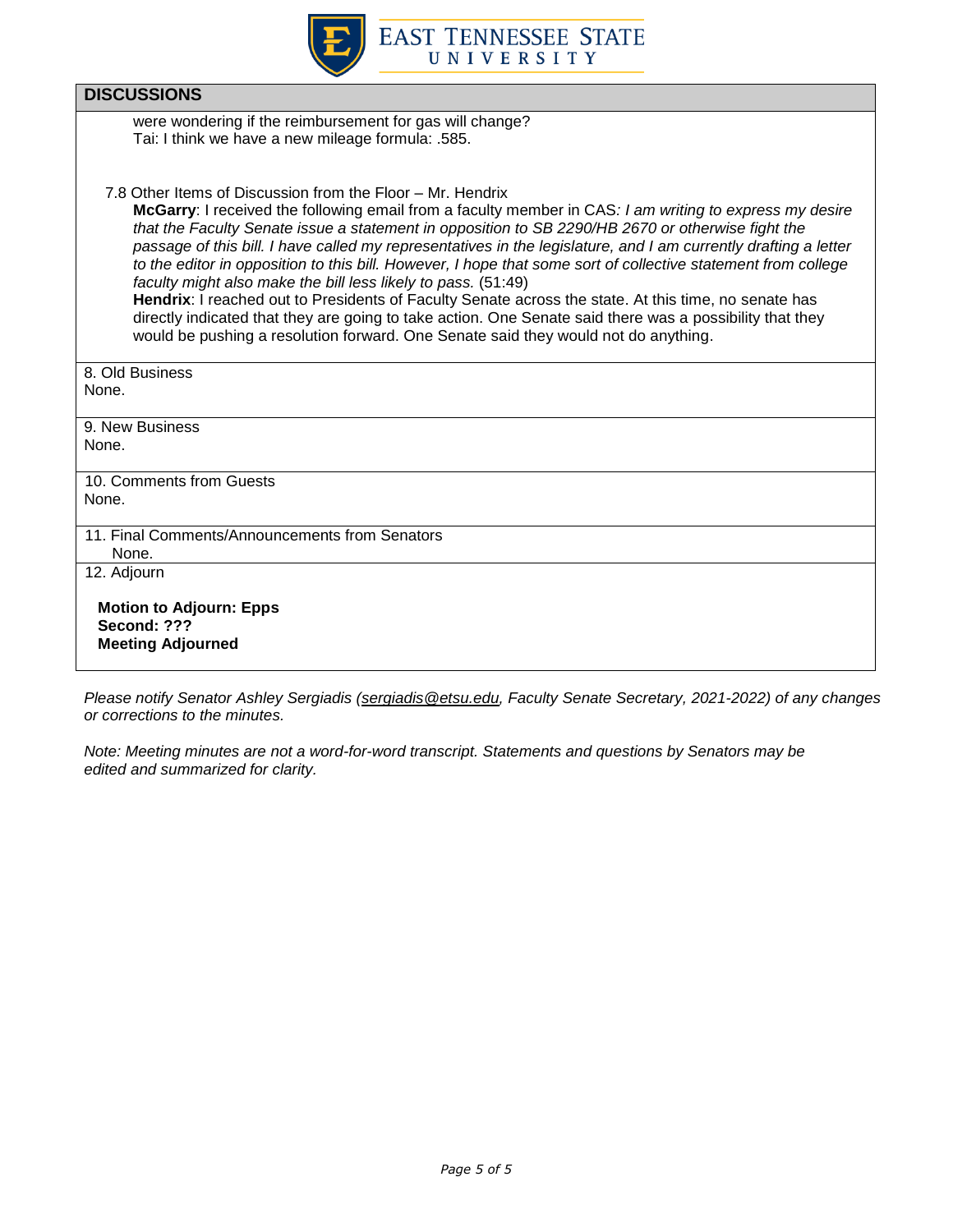## DISCUSSIONS

were wondering if the reimbursement for gas will change?
Tai: I think we have a new mileage formula: .585.

7.8 Other Items of Discussion from the Floor – Mr. Hendrix

**McGarry**: I received the following email from a faculty member in CAS*: I am writing to express my desire that the Faculty Senate issue a statement in opposition to SB 2290/HB 2670 or otherwise fight the passage of this bill. I have called my representatives in the legislature, and I am currently drafting a letter to the editor in opposition to this bill. However, I hope that some sort of collective statement from college faculty might also make the bill less likely to pass.* (51:49)

**Hendrix**: I reached out to Presidents of Faculty Senate across the state. At this time, no senate has directly indicated that they are going to take action. One Senate said there was a possibility that they would be pushing a resolution forward. One Senate said they would not do anything.

8. Old Business
None.

9. New Business
None.

10. Comments from Guests
None.

11. Final Comments/Announcements from Senators
None.

12. Adjourn

**Motion to Adjourn: Epps**
**Second: ???**
**Meeting Adjourned**

*Please notify Senator Ashley Sergiadis (sergiadis@etsu.edu, Faculty Senate Secretary, 2021-2022) of any changes or corrections to the minutes.*

*Note: Meeting minutes are not a word-for-word transcript. Statements and questions by Senators may be edited and summarized for clarity.*